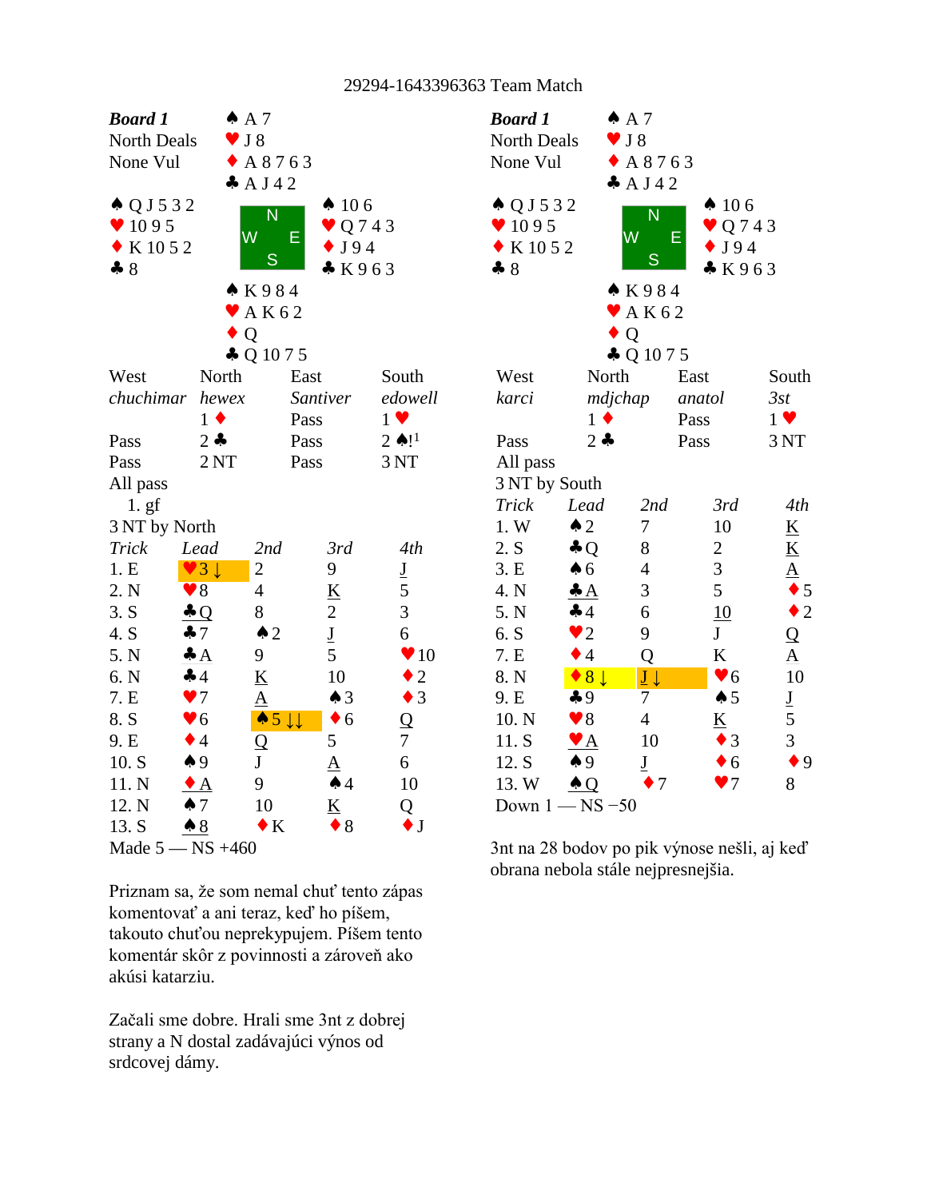# 29294-1643396363 Team Match

**Board 1**
North Deals
None Vul

North: ♠ A 7 ♥ J 8 ♦ A 8 7 6 3 ♣ A J 4 2
West: ♠ Q J 5 3 2 ♥ 10 9 5 ♦ K 10 5 2 ♣ 8
East: ♠ 10 6 ♥ Q 7 4 3 ♦ J 9 4 ♣ K 9 6 3
South: ♠ K 9 8 4 ♥ A K 6 2 ♦ Q ♣ Q 10 7 5

| West | North | East | South |
|---|---|---|---|
| *chuchimar* | *hewex* | *Santiver* | *edowell* |
| | 1 ♦ | Pass | 1 ♥ |
| Pass | 2 ♣ | Pass | 2 ♠![1] |
| Pass | 2 NT | Pass | 3 NT |
| All pass | | | |

1. gf

3 NT by North

| Trick | Lead | 2nd | 3rd | 4th |
|---|---|---|---|---|
| 1. E | ♥3 ↓ | 2 | 9 | J |
| 2. N | ♥8 | 4 | K | 5 |
| 3. S | ♣Q | 8 | 2 | 3 |
| 4. S | ♣7 | ♠2 | J | 6 |
| 5. N | ♣A | 9 | 5 | ♥10 |
| 6. N | ♣4 | K | 10 | ♦2 |
| 7. E | ♥7 | A | ♠3 | ♦3 |
| 8. S | ♥6 | ♠5 ↓↓ | ♦6 | Q |
| 9. E | ♦4 | Q | 5 | 7 |
| 10. S | ♠9 | J | A | 6 |
| 11. N | ♦A | 9 | ♠4 | 10 |
| 12. N | ♠7 | 10 | K | Q |
| 13. S | ♠8 | ♦K | ♦8 | ♦J |

Made 5 — NS +460

Priznam sa, že som nemal chuť tento zápas komentovať a ani teraz, keď ho píšem, takouto chuťou neprekypujem. Píšem tento komentár skôr z povinnosti a zároveň ako akúsi katarziu.

Začali sme dobre. Hrali sme 3nt z dobrej strany a N dostal zadávajúci výnos od srdcovej dámy.

**Board 1**
North Deals
None Vul

North: ♠ A 7 ♥ J 8 ♦ A 8 7 6 3 ♣ A J 4 2
West: ♠ Q J 5 3 2 ♥ 10 9 5 ♦ K 10 5 2 ♣ 8
East: ♠ 10 6 ♥ Q 7 4 3 ♦ J 9 4 ♣ K 9 6 3
South: ♠ K 9 8 4 ♥ A K 6 2 ♦ Q ♣ Q 10 7 5

| West | North | East | South |
|---|---|---|---|
| *karci* | *mdjchap* | *anatol* | *3st* |
| | 1 ♦ | Pass | 1 ♥ |
| Pass | 2 ♣ | Pass | 3 NT |
| All pass | | | |

3 NT by South

| Trick | Lead | 2nd | 3rd | 4th |
|---|---|---|---|---|
| 1. W | ♠2 | 7 | 10 | K |
| 2. S | ♣Q | 8 | 2 | K |
| 3. E | ♠6 | 4 | 3 | A |
| 4. N | ♣A | 3 | 5 | ♦5 |
| 5. N | ♣4 | 6 | 10 | ♦2 |
| 6. S | ♥2 | 9 | J | Q |
| 7. E | ♦4 | Q | K | A |
| 8. N | ♦8 ↓ | J ↓ | ♥6 | 10 |
| 9. E | ♣9 | 7 | ♠5 | J |
| 10. N | ♥8 | 4 | K | 5 |
| 11. S | ♥A | 10 | ♦3 | 3 |
| 12. S | ♠9 | J | ♦6 | ♦9 |
| 13. W | ♠Q | ♦7 | ♥7 | 8 |

Down 1 — NS −50

3nt na 28 bodov po pik výnose nešli, aj keď obrana nebola stále najpresnejšia.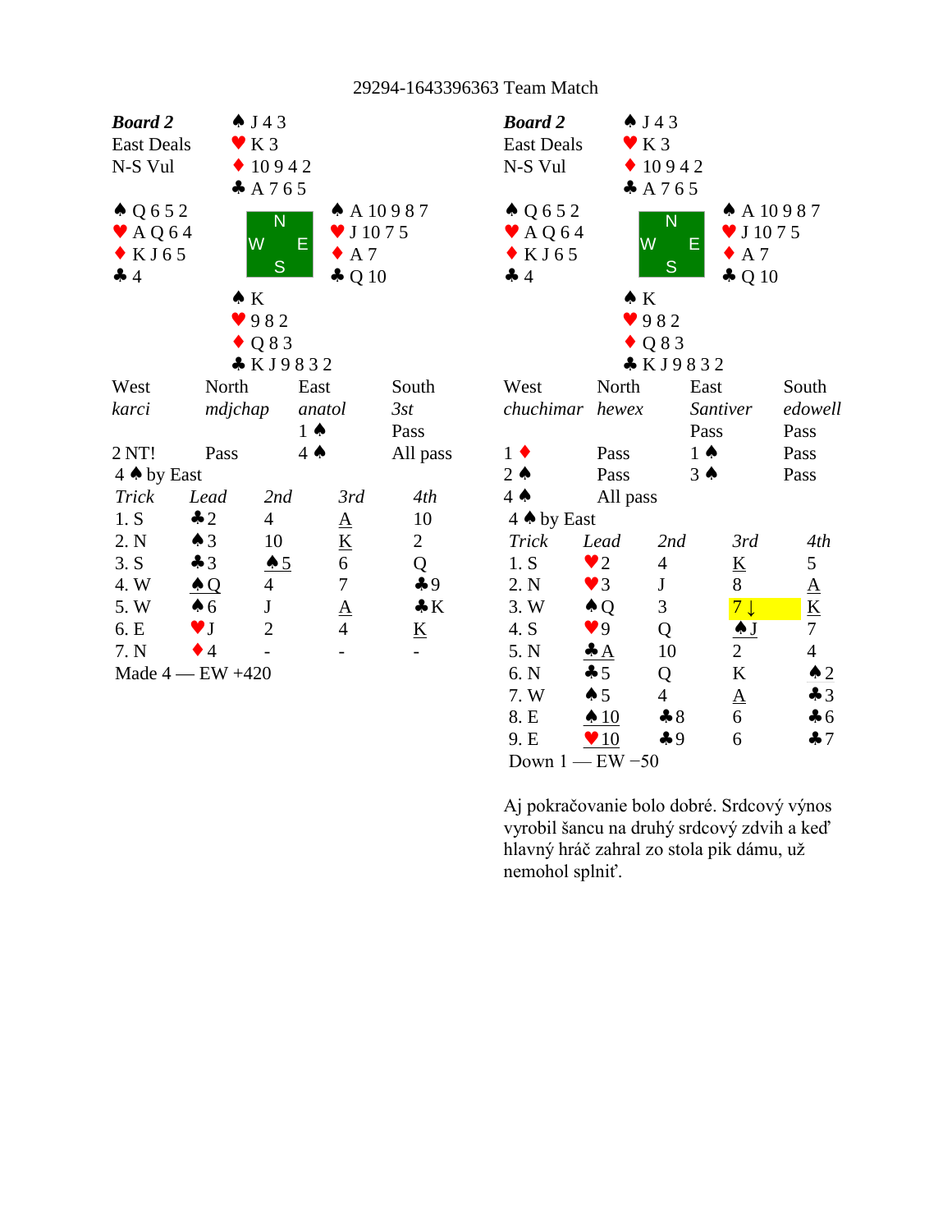29294-1643396363 Team Match

**Board 2**
East Deals
N-S Vul

North: ♠ J 4 3 ♥ K 3 ♦ 10 9 4 2 ♣ A 7 6 5

West: ♠ Q 6 5 2 ♥ A Q 6 4 ♦ K J 6 5 ♣ 4

East: ♠ A 10 9 8 7 ♥ J 10 7 5 ♦ A 7 ♣ Q 10

South: ♠ K ♥ 9 8 2 ♦ Q 8 3 ♣ K J 9 8 3 2

| West | North | East | South |
|---|---|---|---|
| *karci* | *mdjchap* | *anatol* | *3st* |
| | | 1 ♠ | Pass |
| 2 NT! | Pass | 4 ♠ | All pass |

4 ♠ by East

| *Trick* | *Lead* | *2nd* | *3rd* | *4th* |
|---|---|---|---|---|
| 1. S | ♣2 | 4 | A | 10 |
| 2. N | ♠3 | 10 | K | 2 |
| 3. S | ♣3 | ♠5 | 6 | Q |
| 4. W | ♠Q | 4 | 7 | ♣9 |
| 5. W | ♠6 | J | A | ♣K |
| 6. E | ♥J | 2 | 4 | K |
| 7. N | ♦4 | - | - | - |

Made 4 — EW +420

**Board 2**
East Deals
N-S Vul

North: ♠ J 4 3 ♥ K 3 ♦ 10 9 4 2 ♣ A 7 6 5

West: ♠ Q 6 5 2 ♥ A Q 6 4 ♦ K J 6 5 ♣ 4

East: ♠ A 10 9 8 7 ♥ J 10 7 5 ♦ A 7 ♣ Q 10

South: ♠ K ♥ 9 8 2 ♦ Q 8 3 ♣ K J 9 8 3 2

| West | North | East | South |
|---|---|---|---|
| *chuchimar* | *hewex* | *Santiver* | *edowell* |
| | | Pass | Pass |
| 1 ♦ | Pass | 1 ♠ | Pass |
| 2 ♠ | Pass | 3 ♠ | Pass |
| 4 ♠ | All pass | | |

4 ♠ by East

| *Trick* | *Lead* | *2nd* | *3rd* | *4th* |
|---|---|---|---|---|
| 1. S | ♥2 | 4 | K | 5 |
| 2. N | ♥3 | J | 8 | A |
| 3. W | ♠Q | 3 | 7 ↓ | K |
| 4. S | ♥9 | Q | ♠J | 7 |
| 5. N | ♣A | 10 | 2 | 4 |
| 6. N | ♣5 | Q | K | ♠2 |
| 7. W | ♠5 | 4 | A | ♣3 |
| 8. E | ♠10 | ♣8 | 6 | ♣6 |
| 9. E | ♥10 | ♣9 | 6 | ♣7 |

Down 1 — EW −50

Aj pokračovanie bolo dobré. Srdcový výnos vyrobil šancu na druhý srdcový zdvih a keď hlavný hráč zahral zo stola pik dámu, už nemohol splniť.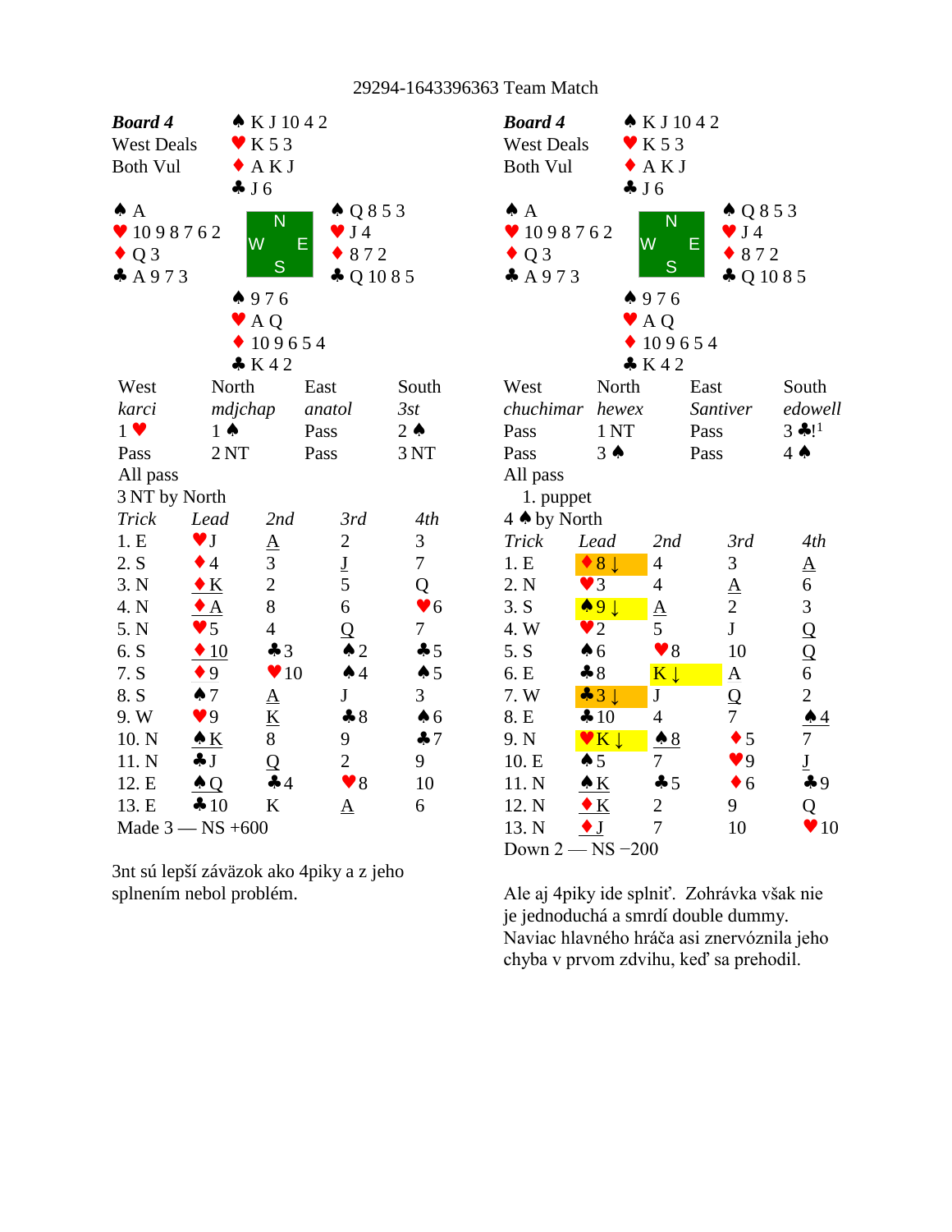29294-1643396363 Team Match

## Board 4 (Table 1)

**Board 4**
West Deals
Both Vul

North: ♠ K J 10 4 2 ♥ K 5 3 ♦ A K J ♣ J 6

West: ♠ A ♥ 10 9 8 7 6 2 ♦ Q 3 ♣ A 9 7 3

East: ♠ Q 8 5 3 ♥ J 4 ♦ 8 7 2 ♣ Q 10 8 5

South: ♠ 9 7 6 ♥ A Q ♦ 10 9 6 5 4 ♣ K 4 2

| West | North | East | South |
|---|---|---|---|
| *karci* | *mdjchap* | *anatol* | *3st* |
| 1 ♥ | 1 ♠ | Pass | 2 ♠ |
| Pass | 2 NT | Pass | 3 NT |
| All pass | | | |

3 NT by North

| Trick | Lead | 2nd | 3rd | 4th |
|---|---|---|---|---|
| 1. E | ♥J | A | 2 | 3 |
| 2. S | ♦4 | 3 | J | 7 |
| 3. N | ♦K | 2 | 5 | Q |
| 4. N | ♦A | 8 | 6 | ♥6 |
| 5. N | ♥5 | 4 | Q | 7 |
| 6. S | ♦10 | ♣3 | ♠2 | ♣5 |
| 7. S | ♦9 | ♥10 | ♠4 | ♠5 |
| 8. S | ♠7 | A | J | 3 |
| 9. W | ♥9 | K | ♣8 | ♠6 |
| 10. N | ♠K | 8 | 9 | ♣7 |
| 11. N | ♣J | Q | 2 | 9 |
| 12. E | ♠Q | ♣4 | ♥8 | 10 |
| 13. E | ♣10 | K | A | 6 |

Made 3 — NS +600

3nt sú lepší záväzok ako 4piky a z jeho splnením nebol problém.

## Board 4 (Table 2)

**Board 4**
West Deals
Both Vul

North: ♠ K J 10 4 2 ♥ K 5 3 ♦ A K J ♣ J 6

West: ♠ A ♥ 10 9 8 7 6 2 ♦ Q 3 ♣ A 9 7 3

East: ♠ Q 8 5 3 ♥ J 4 ♦ 8 7 2 ♣ Q 10 8 5

South: ♠ 9 7 6 ♥ A Q ♦ 10 9 6 5 4 ♣ K 4 2

| West | North | East | South |
|---|---|---|---|
| *chuchimar* | *hewex* | *Santiver* | *edowell* |
| Pass | 1 NT | Pass | 3 ♣![1] |
| Pass | 3 ♠ | Pass | 4 ♠ |
| All pass | | | |

1. puppet

4 ♠ by North

| Trick | Lead | 2nd | 3rd | 4th |
|---|---|---|---|---|
| 1. E | ♦8 ↓ | 4 | 3 | A |
| 2. N | ♥3 | 4 | A | 6 |
| 3. S | ♠9 ↓ | A | 2 | 3 |
| 4. W | ♥2 | 5 | J | Q |
| 5. S | ♠6 | ♥8 | 10 | Q |
| 6. E | ♣8 | K ↓ | A | 6 |
| 7. W | ♣3 ↓ | J | Q | 2 |
| 8. E | ♣10 | 4 | 7 | ♠4 |
| 9. N | ♥K ↓ | ♠8 | ♦5 | 7 |
| 10. E | ♠5 | 7 | ♥9 | J |
| 11. N | ♠K | ♣5 | ♦6 | ♣9 |
| 12. N | ♦K | 2 | 9 | Q |
| 13. N | ♦J | 7 | 10 | ♥10 |

Down 2 — NS −200

Ale aj 4piky ide splniť. Zohrávka však nie je jednoduchá a smrdí double dummy. Naviac hlavného hráča asi znervóznila jeho chyba v prvom zdvihu, keď sa prehodil.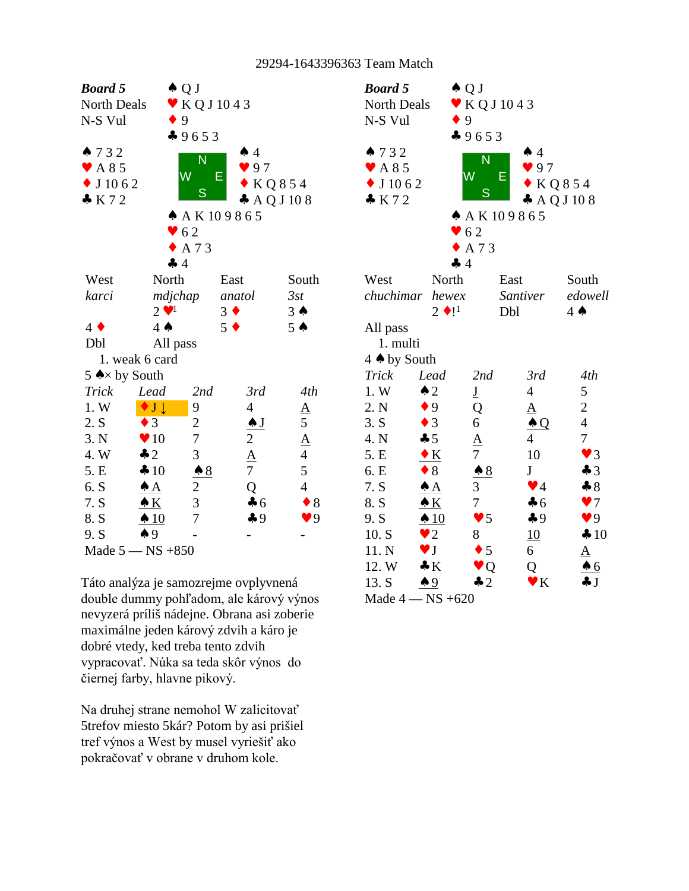29294-1643396363 Team Match

## Board 5 (left table)

**Board 5**
North Deals
N-S Vul

North: ♠ Q J | ♥ K Q J 10 4 3 | ♦ 9 | ♣ 9 6 5 3

West: ♠ 7 3 2 | ♥ A 8 5 | ♦ J 10 6 2 | ♣ K 7 2

East: ♠ 4 | ♥ 9 7 | ♦ K Q 8 5 4 | ♣ A Q J 10 8

South: ♠ A K 10 9 8 6 5 | ♥ 6 2 | ♦ A 7 3 | ♣ 4

| West | North | East | South |
|---|---|---|---|
| *karci* | *mdjchap* | *anatol* | *3st* |
| | 2 ♥[1] | 3 ♦ | 3 ♠ |
| 4 ♦ | 4 ♠ | 5 ♦ | 5 ♠ |
| Dbl | All pass | | |

1. weak 6 card

5 ♠× by South

| Trick | Lead | 2nd | 3rd | 4th |
|---|---|---|---|---|
| 1. W | ♦J ↓ | 9 | 4 | A |
| 2. S | ♦3 | 2 | ♠J | 5 |
| 3. N | ♥10 | 7 | 2 | A |
| 4. W | ♣2 | 3 | A | 4 |
| 5. E | ♣10 | ♠8 | 7 | 5 |
| 6. S | ♠A | 2 | Q | 4 |
| 7. S | ♠K | 3 | ♣6 | ♦8 |
| 8. S | ♠10 | 7 | ♣9 | ♥9 |
| 9. S | ♠9 | - | - | - |

Made 5 — NS +850

Táto analýza je samozrejme ovplyvnená double dummy pohľadom, ale kárový výnos nevyzerá príliš nádejne. Obrana asi zoberie maximálne jeden kárový zdvih a káro je dobré vtedy, ked treba tento zdvih vypracovať. Núka sa teda skôr výnos do čiernej farby, hlavne pikový.

Na druhej strane nemohol W zalicitovať 5trefov miesto 5kár? Potom by asi prišiel tref výnos a West by musel vyriešiť ako pokračovať v obrane v druhom kole.

## Board 5 (right table)

**Board 5**
North Deals
N-S Vul

North: ♠ Q J | ♥ K Q J 10 4 3 | ♦ 9 | ♣ 9 6 5 3

West: ♠ 7 3 2 | ♥ A 8 5 | ♦ J 10 6 2 | ♣ K 7 2

East: ♠ 4 | ♥ 9 7 | ♦ K Q 8 5 4 | ♣ A Q J 10 8

South: ♠ A K 10 9 8 6 5 | ♥ 6 2 | ♦ A 7 3 | ♣ 4

| West | North | East | South |
|---|---|---|---|
| *chuchimar* | *hewex* | *Santiver* | *edowell* |
| | 2 ♦![1] | Dbl | 4 ♠ |
| All pass | | | |

1. multi

4 ♠ by South

| Trick | Lead | 2nd | 3rd | 4th |
|---|---|---|---|---|
| 1. W | ♠2 | J | 4 | 5 |
| 2. N | ♦9 | Q | A | 2 |
| 3. S | ♦3 | 6 | ♠Q | 4 |
| 4. N | ♣5 | A | 4 | 7 |
| 5. E | ♦K | 7 | 10 | ♥3 |
| 6. E | ♦8 | ♠8 | J | ♣3 |
| 7. S | ♠A | 3 | ♥4 | ♣8 |
| 8. S | ♠K | 7 | ♣6 | ♥7 |
| 9. S | ♠10 | ♥5 | ♣9 | ♥9 |
| 10. S | ♥2 | 8 | 10 | ♣10 |
| 11. N | ♥J | ♦5 | 6 | A |
| 12. W | ♣K | ♥Q | Q | ♠6 |
| 13. S | ♠9 | ♣2 | ♥K | ♣J |

Made 4 — NS +620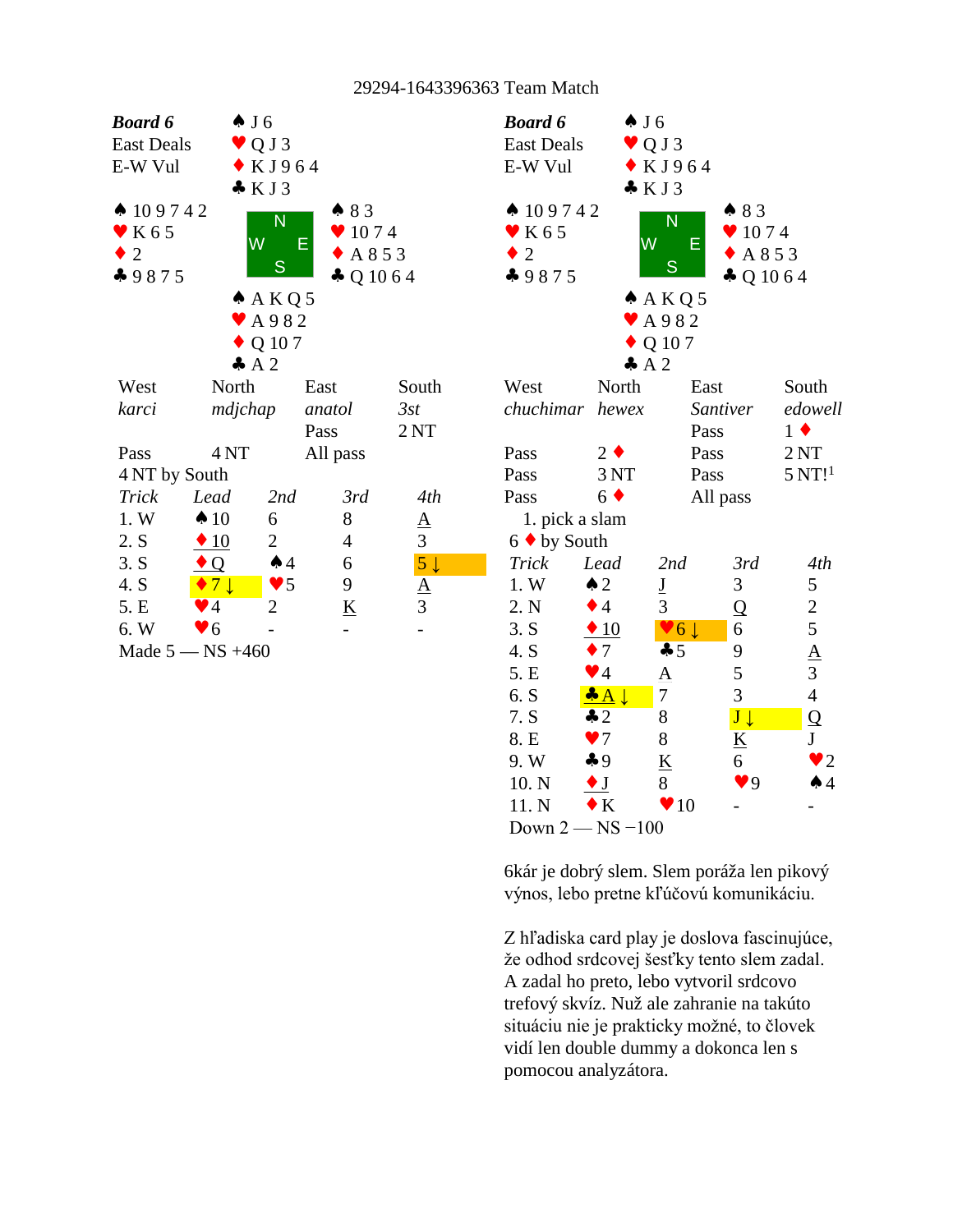29294-1643396363 Team Match

**Board 6**
East Deals
E-W Vul

| | North | |
|---|---|---|
| | ♠ J 6<br>♥ Q J 3<br>♦ K J 9 6 4<br>♣ K J 3 | |
| **West**<br>♠ 10 9 7 4 2<br>♥ K 6 5<br>♦ 2<br>♣ 9 8 7 5 | | **East**<br>♠ 8 3<br>♥ 10 7 4<br>♦ A 8 5 3<br>♣ Q 10 6 4 |
| | ♠ A K Q 5<br>♥ A 9 8 2<br>♦ Q 10 7<br>♣ A 2 | |

| West | North | East | South |
|---|---|---|---|
| *karci* | *mdjchap* | *anatol* | *3st* |
| | | Pass | 2 NT |
| Pass | 4 NT | All pass | |

4 NT by South

| Trick | Lead | 2nd | 3rd | 4th |
|---|---|---|---|---|
| 1. W | ♠ 10 | 6 | 8 | A |
| 2. S | ♦ 10 | 2 | 4 | 3 |
| 3. S | ♦ Q | ♠ 4 | 6 | 5 ↓ |
| 4. S | ♦ 7 ↓ | ♥ 5 | 9 | A |
| 5. E | ♥ 4 | 2 | K | 3 |
| 6. W | ♥ 6 | - | - | - |

Made 5 — NS +460

**Board 6**
East Deals
E-W Vul

| | North | |
|---|---|---|
| | ♠ J 6<br>♥ Q J 3<br>♦ K J 9 6 4<br>♣ K J 3 | |
| **West**<br>♠ 10 9 7 4 2<br>♥ K 6 5<br>♦ 2<br>♣ 9 8 7 5 | | **East**<br>♠ 8 3<br>♥ 10 7 4<br>♦ A 8 5 3<br>♣ Q 10 6 4 |
| | ♠ A K Q 5<br>♥ A 9 8 2<br>♦ Q 10 7<br>♣ A 2 | |

| West | North | East | South |
|---|---|---|---|
| *chuchimar* | *hewex* | *Santiver* | *edowell* |
| | | Pass | 1 ♦ |
| Pass | 2 ♦ | Pass | 2 NT |
| Pass | 3 NT | Pass | 5 NT![1] |
| Pass | 6 ♦ | All pass | |

1. pick a slam

6 ♦ by South

| Trick | Lead | 2nd | 3rd | 4th |
|---|---|---|---|---|
| 1. W | ♠ 2 | J | 3 | 5 |
| 2. N | ♦ 4 | 3 | Q | 2 |
| 3. S | ♦ 10 | ♥ 6 ↓ | 6 | 5 |
| 4. S | ♦ 7 | ♣ 5 | 9 | A |
| 5. E | ♥ 4 | A | 5 | 3 |
| 6. S | ♣ A ↓ | 7 | 3 | 4 |
| 7. S | ♣ 2 | 8 | J ↓ | Q |
| 8. E | ♥ 7 | 8 | K | J |
| 9. W | ♣ 9 | K | 6 | ♥ 2 |
| 10. N | ♦ J | 8 | ♥ 9 | ♠ 4 |
| 11. N | ♦ K | ♥ 10 | - | - |

Down 2 — NS −100

6kár je dobrý slem. Slem poráža len pikový výnos, lebo pretne kľúčovú komunikáciu.

Z hľadiska card play je doslova fascinujúce, že odhod srdcovej šesťky tento slem zadal. A zadal ho preto, lebo vytvoril srdcovo trefový skvíz. Nuž ale zahranie na takúto situáciu nie je prakticky možné, to človek vidí len double dummy a dokonca len s pomocou analyzátora.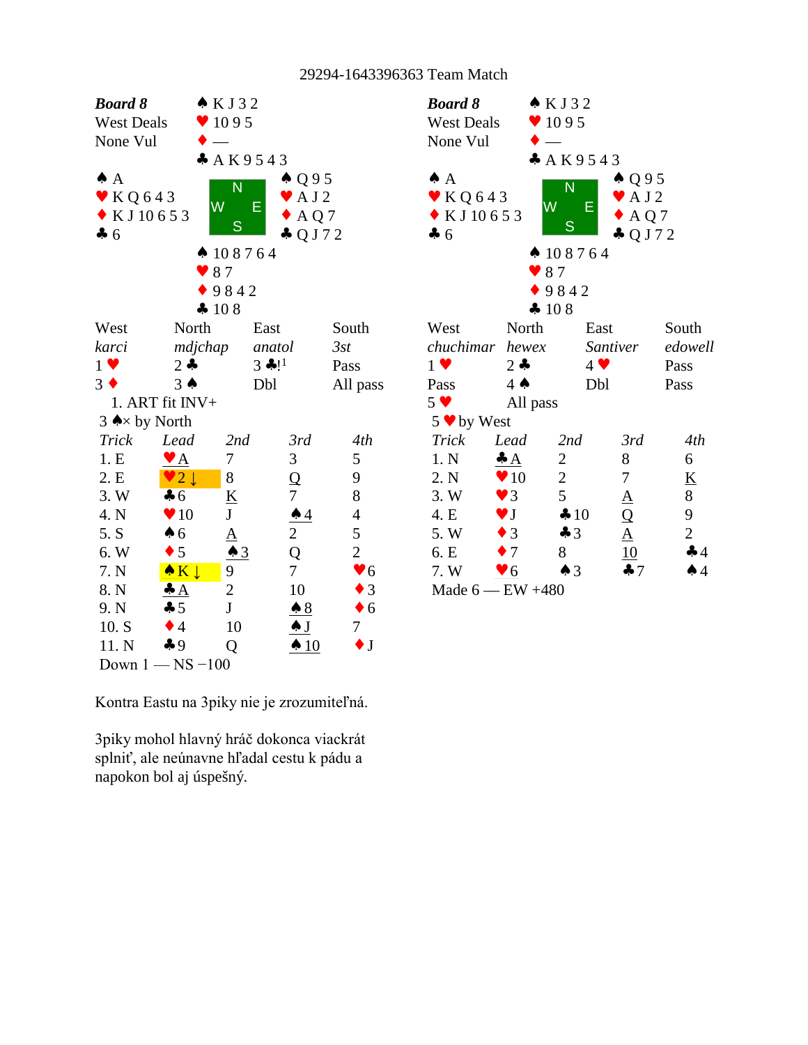29294-1643396363 Team Match

**Board 8**
West Deals
None Vul

North: ♠ K J 3 2 ♥ 10 9 5 ♦ — ♣ A K 9 5 4 3

West: ♠ A ♥ K Q 6 4 3 ♦ K J 10 6 5 3 ♣ 6

East: ♠ Q 9 5 ♥ A J 2 ♦ A Q 7 ♣ Q J 7 2

South: ♠ 10 8 7 6 4 ♥ 8 7 ♦ 9 8 4 2 ♣ 10 8

| West | North | East | South |
|---|---|---|---|
| *karci* | *mdjchap* | *anatol* | *3st* |
| 1 ♥ | 2 ♣ | 3 ♣![1] | Pass |
| 3 ♦ | 3 ♠ | Dbl | All pass |

1. ART fit INV+

3 ♠× by North

| Trick | Lead | 2nd | 3rd | 4th |
|---|---|---|---|---|
| 1. E | ♥A | 7 | 3 | 5 |
| 2. E | ♥2 ↓ | 8 | Q | 9 |
| 3. W | ♣6 | K | 7 | 8 |
| 4. N | ♥10 | J | ♠4 | 4 |
| 5. S | ♠6 | A | 2 | 5 |
| 6. W | ♦5 | ♠3 | Q | 2 |
| 7. N | ♠K ↓ | 9 | 7 | ♥6 |
| 8. N | ♣A | 2 | 10 | ♦3 |
| 9. N | ♣5 | J | ♠8 | ♦6 |
| 10. S | ♦4 | 10 | ♠J | 7 |
| 11. N | ♣9 | Q | ♠10 | ♦J |

Down 1 — NS −100

**Board 8**
West Deals
None Vul

North: ♠ K J 3 2 ♥ 10 9 5 ♦ — ♣ A K 9 5 4 3

West: ♠ A ♥ K Q 6 4 3 ♦ K J 10 6 5 3 ♣ 6

East: ♠ Q 9 5 ♥ A J 2 ♦ A Q 7 ♣ Q J 7 2

South: ♠ 10 8 7 6 4 ♥ 8 7 ♦ 9 8 4 2 ♣ 10 8

| West | North | East | South |
|---|---|---|---|
| *chuchimar* | *hewex* | *Santiver* | *edowell* |
| 1 ♥ | 2 ♣ | 4 ♥ | Pass |
| Pass | 4 ♠ | Dbl | Pass |
| 5 ♥ | All pass | | |

5 ♥ by West

| Trick | Lead | 2nd | 3rd | 4th |
|---|---|---|---|---|
| 1. N | ♣A | 2 | 8 | 6 |
| 2. N | ♥10 | 2 | 7 | K |
| 3. W | ♥3 | 5 | A | 8 |
| 4. E | ♥J | ♣10 | Q | 9 |
| 5. W | ♦3 | ♣3 | A | 2 |
| 6. E | ♦7 | 8 | 10 | ♣4 |
| 7. W | ♥6 | ♠3 | ♣7 | ♠4 |

Made 6 — EW +480

Kontra Eastu na 3piky nie je zrozumiteľná.

3piky mohol hlavný hráč dokonca viackrát splniť, ale neúnavne hľadal cestu k pádu a napokon bol aj úspešný.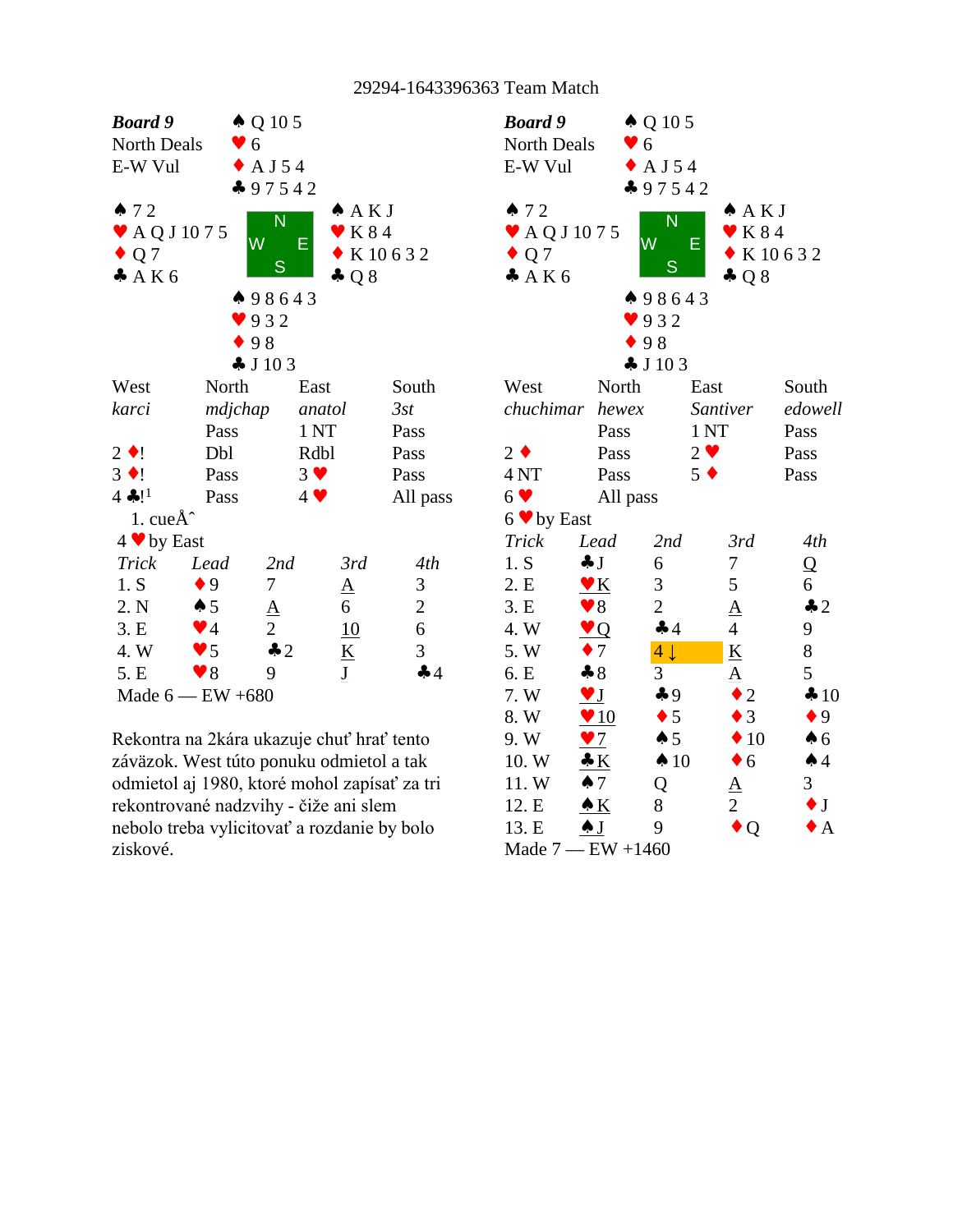29294-1643396363 Team Match

## Board 9 (Table 1)

**Board 9**
North Deals
E-W Vul

North: ♠ Q 10 5 ♥ 6 ♦ A J 5 4 ♣ 9 7 5 4 2

West: ♠ 7 2 ♥ A Q J 10 7 5 ♦ Q 7 ♣ A K 6

East: ♠ A K J ♥ K 8 4 ♦ K 10 6 3 2 ♣ Q 8

South: ♠ 9 8 6 4 3 ♥ 9 3 2 ♦ 9 8 ♣ J 10 3

| West | North | East | South |
|---|---|---|---|
| *karci* | *mdjchap* | *anatol* | *3st* |
| | Pass | 1 NT | Pass |
| 2 ♦! | Dbl | Rdbl | Pass |
| 3 ♦! | Pass | 3 ♥ | Pass |
| 4 ♣![1] | Pass | 4 ♥ | All pass |

1. cueÅˆ

4 ♥ by East

| Trick | Lead | 2nd | 3rd | 4th |
|---|---|---|---|---|
| 1. S | ♦ 9 | 7 | A | 3 |
| 2. N | ♠ 5 | A | 6 | 2 |
| 3. E | ♥ 4 | 2 | 10 | 6 |
| 4. W | ♥ 5 | ♣ 2 | K | 3 |
| 5. E | ♥ 8 | 9 | J | ♣ 4 |

Made 6 — EW +680

Rekontra na 2kára ukazuje chuť hrať tento záväzok. West túto ponuku odmietol a tak odmietol aj 1980, ktoré mohol zapísať za tri rekontrované nadzvihy - čiže ani slem nebolo treba vylicitovať a rozdanie by bolo ziskové.

## Board 9 (Table 2)

**Board 9**
North Deals
E-W Vul

North: ♠ Q 10 5 ♥ 6 ♦ A J 5 4 ♣ 9 7 5 4 2

West: ♠ 7 2 ♥ A Q J 10 7 5 ♦ Q 7 ♣ A K 6

East: ♠ A K J ♥ K 8 4 ♦ K 10 6 3 2 ♣ Q 8

South: ♠ 9 8 6 4 3 ♥ 9 3 2 ♦ 9 8 ♣ J 10 3

| West | North | East | South |
|---|---|---|---|
| *chuchimar* | *hewex* | *Santiver* | *edowell* |
| | Pass | 1 NT | Pass |
| 2 ♦ | Pass | 2 ♥ | Pass |
| 4 NT | Pass | 5 ♦ | Pass |
| 6 ♥ | All pass | | |

6 ♥ by East

| Trick | Lead | 2nd | 3rd | 4th |
|---|---|---|---|---|
| 1. S | ♣ J | 6 | 7 | Q |
| 2. E | ♥ K | 3 | 5 | 6 |
| 3. E | ♥ 8 | 2 | A | ♣ 2 |
| 4. W | ♥ Q | ♣ 4 | 4 | 9 |
| 5. W | ♦ 7 | 4 ↓ | K | 8 |
| 6. E | ♣ 8 | 3 | A | 5 |
| 7. W | ♥ J | ♣ 9 | ♦ 2 | ♣ 10 |
| 8. W | ♥ 10 | ♦ 5 | ♦ 3 | ♦ 9 |
| 9. W | ♥ 7 | ♠ 5 | ♦ 10 | ♠ 6 |
| 10. W | ♣ K | ♠ 10 | ♦ 6 | ♠ 4 |
| 11. W | ♠ 7 | Q | A | 3 |
| 12. E | ♠ K | 8 | 2 | ♦ J |
| 13. E | ♠ J | 9 | ♦ Q | ♦ A |

Made 7 — EW +1460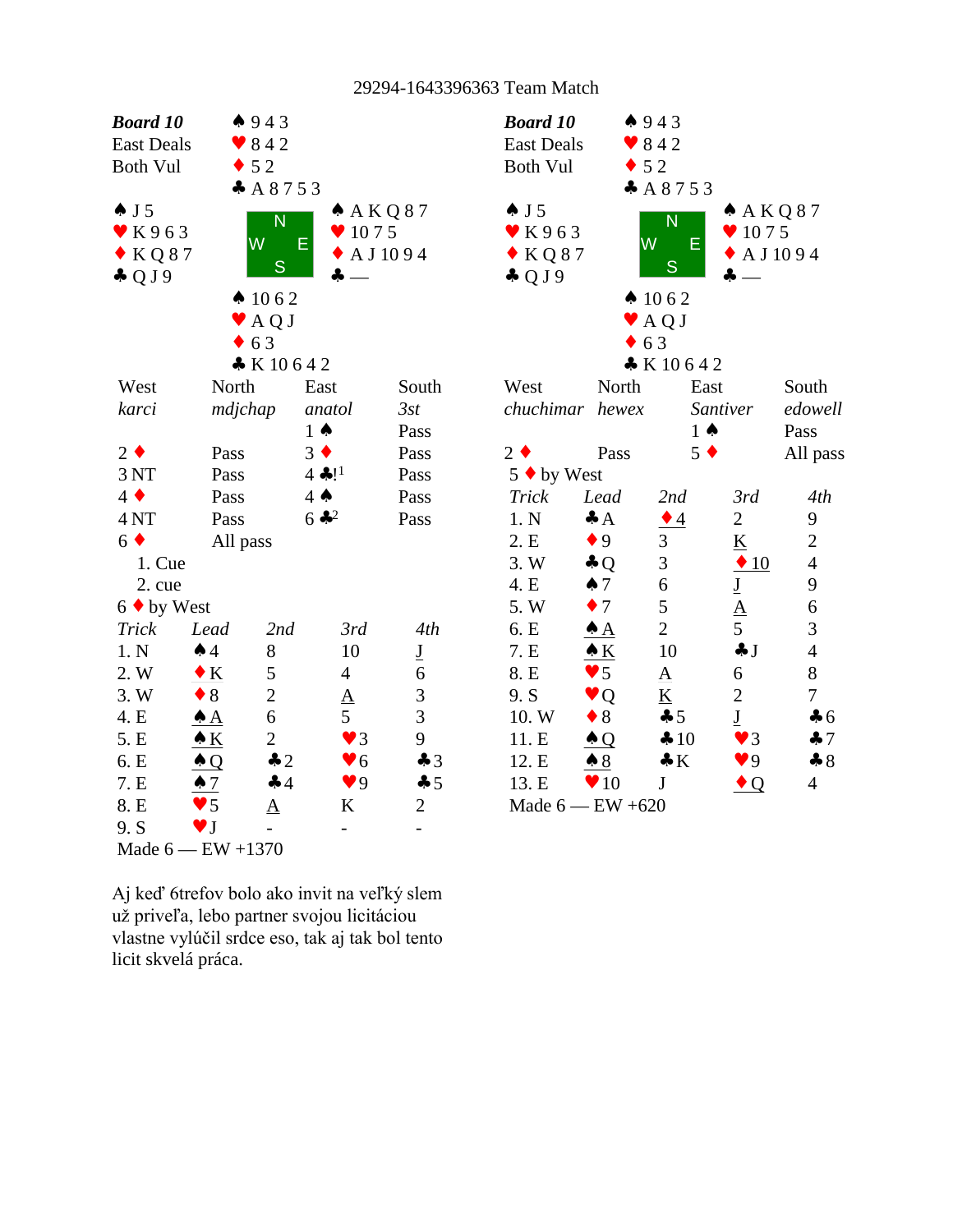29294-1643396363 Team Match

**Board 10**
East Deals
Both Vul

North: ♠ 9 4 3 ♥ 8 4 2 ♦ 5 2 ♣ A 8 7 5 3

West: ♠ J 5 ♥ K 9 6 3 ♦ K Q 8 7 ♣ Q J 9

East: ♠ A K Q 8 7 ♥ 10 7 5 ♦ A J 10 9 4 ♣ —

South: ♠ 10 6 2 ♥ A Q J ♦ 6 3 ♣ K 10 6 4 2

| West | North | East | South |
|---|---|---|---|
| *karci* | *mdjchap* | *anatol* | *3st* |
| | | 1 ♠ | Pass |
| 2 ♦ | Pass | 3 ♦ | Pass |
| 3 NT | Pass | 4 ♣![1] | Pass |
| 4 ♦ | Pass | 4 ♠ | Pass |
| 4 NT | Pass | 6 ♣[2] | Pass |
| 6 ♦ | All pass | | |

1. Cue
2. cue

6 ♦ by West

| Trick | Lead | 2nd | 3rd | 4th |
|---|---|---|---|---|
| 1. N | ♠ 4 | 8 | 10 | J |
| 2. W | ♦ K | 5 | 4 | 6 |
| 3. W | ♦ 8 | 2 | A | 3 |
| 4. E | ♠ A | 6 | 5 | 3 |
| 5. E | ♠ K | 2 | ♥ 3 | 9 |
| 6. E | ♠ Q | ♣ 2 | ♥ 6 | ♣ 3 |
| 7. E | ♠ 7 | ♣ 4 | ♥ 9 | ♣ 5 |
| 8. E | ♥ 5 | A | K | 2 |
| 9. S | ♥ J | - | - | - |

Made 6 — EW +1370

Aj keď 6trefov bolo ako invit na veľký slem už priveľa, lebo partner svojou licitáciou vlastne vylúčil srdce eso, tak aj tak bol tento licit skvelá práca.

**Board 10**
East Deals
Both Vul

North: ♠ 9 4 3 ♥ 8 4 2 ♦ 5 2 ♣ A 8 7 5 3

West: ♠ J 5 ♥ K 9 6 3 ♦ K Q 8 7 ♣ Q J 9

East: ♠ A K Q 8 7 ♥ 10 7 5 ♦ A J 10 9 4 ♣ —

South: ♠ 10 6 2 ♥ A Q J ♦ 6 3 ♣ K 10 6 4 2

| West | North | East | South |
|---|---|---|---|
| *chuchimar* | *hewex* | *Santiver* | *edowell* |
| | | 1 ♠ | Pass |
| 2 ♦ | Pass | 5 ♦ | All pass |

5 ♦ by West

| Trick | Lead | 2nd | 3rd | 4th |
|---|---|---|---|---|
| 1. N | ♣ A | ♦ 4 | 2 | 9 |
| 2. E | ♦ 9 | 3 | K | 2 |
| 3. W | ♣ Q | 3 | ♦ 10 | 4 |
| 4. E | ♠ 7 | 6 | J | 9 |
| 5. W | ♦ 7 | 5 | A | 6 |
| 6. E | ♠ A | 2 | 5 | 3 |
| 7. E | ♠ K | 10 | ♣ J | 4 |
| 8. E | ♥ 5 | A | 6 | 8 |
| 9. S | ♥ Q | K | 2 | 7 |
| 10. W | ♦ 8 | ♣ 5 | J | ♣ 6 |
| 11. E | ♠ Q | ♣ 10 | ♥ 3 | ♣ 7 |
| 12. E | ♠ 8 | ♣ K | ♥ 9 | ♣ 8 |
| 13. E | ♥ 10 | J | ♦ Q | 4 |

Made 6 — EW +620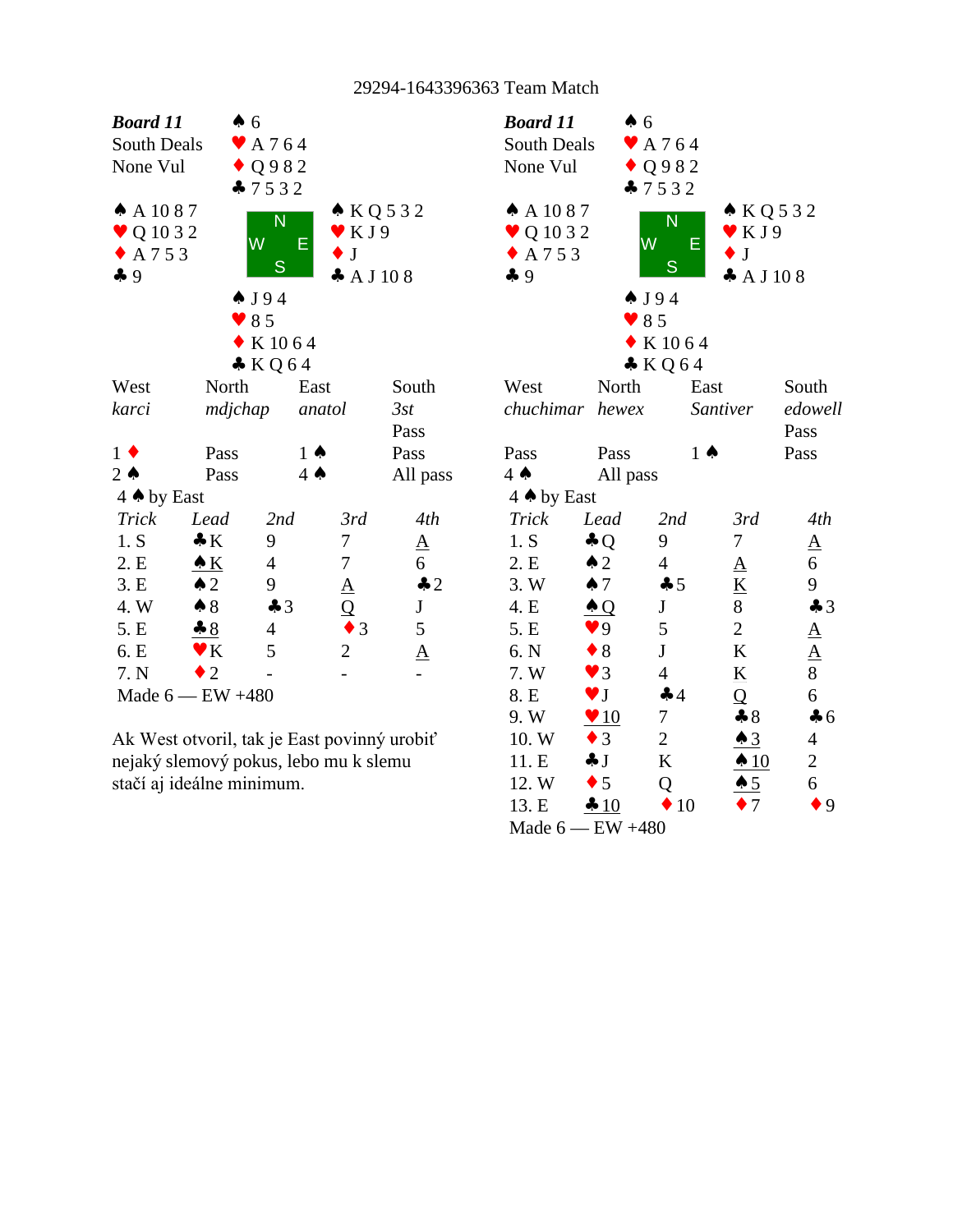29294-1643396363 Team Match

## Board 11 (left)

**Board 11**
South Deals
None Vul

North: ♠ 6 ♥ A 7 6 4 ♦ Q 9 8 2 ♣ 7 5 3 2

West: ♠ A 10 8 7 ♥ Q 10 3 2 ♦ A 7 5 3 ♣ 9

East: ♠ K Q 5 3 2 ♥ K J 9 ♦ J ♣ A J 10 8

South: ♠ J 9 4 ♥ 8 5 ♦ K 10 6 4 ♣ K Q 6 4

| West | North | East | South |
|---|---|---|---|
| *karci* | *mdjchap* | *anatol* | *3st* |
| | | | Pass |
| 1 ♦ | Pass | 1 ♠ | Pass |
| 2 ♠ | Pass | 4 ♠ | All pass |

4 ♠ by East

| *Trick* | *Lead* | *2nd* | *3rd* | *4th* |
|---|---|---|---|---|
| 1. S | ♣K | 9 | 7 | A |
| 2. E | ♠K | 4 | 7 | 6 |
| 3. E | ♠2 | 9 | A | ♣2 |
| 4. W | ♠8 | ♣3 | Q | J |
| 5. E | ♣8 | 4 | ♦3 | 5 |
| 6. E | ♥K | 5 | 2 | A |
| 7. N | ♦2 | - | - | - |

Made 6 — EW +480

Ak West otvoril, tak je East povinný urobiť nejaký slemový pokus, lebo mu k slemu stačí aj ideálne minimum.

## Board 11 (right)

**Board 11**
South Deals
None Vul

North: ♠ 6 ♥ A 7 6 4 ♦ Q 9 8 2 ♣ 7 5 3 2

West: ♠ A 10 8 7 ♥ Q 10 3 2 ♦ A 7 5 3 ♣ 9

East: ♠ K Q 5 3 2 ♥ K J 9 ♦ J ♣ A J 10 8

South: ♠ J 9 4 ♥ 8 5 ♦ K 10 6 4 ♣ K Q 6 4

| West | North | East | South |
|---|---|---|---|
| *chuchimar* | *hewex* | *Santiver* | *edowell* |
| | | | Pass |
| Pass | Pass | 1 ♠ | Pass |
| 4 ♠ | All pass | | |

4 ♠ by East

| *Trick* | *Lead* | *2nd* | *3rd* | *4th* |
|---|---|---|---|---|
| 1. S | ♣Q | 9 | 7 | A |
| 2. E | ♠2 | 4 | A | 6 |
| 3. W | ♠7 | ♣5 | K | 9 |
| 4. E | ♠Q | J | 8 | ♣3 |
| 5. E | ♥9 | 5 | 2 | A |
| 6. N | ♦8 | J | K | A |
| 7. W | ♥3 | 4 | K | 8 |
| 8. E | ♥J | ♣4 | Q | 6 |
| 9. W | ♥10 | 7 | ♣8 | ♣6 |
| 10. W | ♦3 | 2 | ♠3 | 4 |
| 11. E | ♣J | K | ♠10 | 2 |
| 12. W | ♦5 | Q | ♠5 | 6 |
| 13. E | ♣10 | ♦10 | ♦7 | ♦9 |

Made 6 — EW +480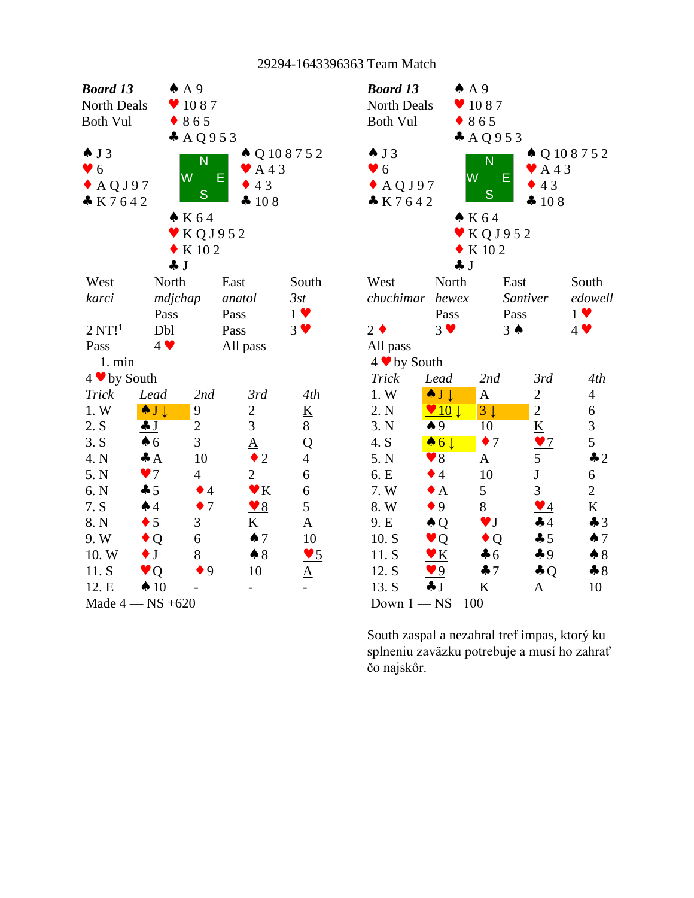29294-1643396363 Team Match

## Board 13 (left table)

**Board 13**
North Deals
Both Vul

North: ♠ A 9 ♥ 10 8 7 ♦ 8 6 5 ♣ A Q 9 5 3

West: ♠ J 3 ♥ 6 ♦ A Q J 9 7 ♣ K 7 6 4 2

East: ♠ Q 10 8 7 5 2 ♥ A 4 3 ♦ 4 3 ♣ 10 8

South: ♠ K 6 4 ♥ K Q J 9 5 2 ♦ K 10 2 ♣ J

| West | North | East | South |
|---|---|---|---|
| *karci* | *mdjchap* | *anatol* | *3st* |
| | Pass | Pass | 1 ♥ |
| 2 NT![1] | Dbl | Pass | 3 ♥ |
| Pass | 4 ♥ | All pass | |

1. min

4 ♥ by South

| Trick | Lead | 2nd | 3rd | 4th |
|---|---|---|---|---|
| 1. W | ♠J ↓ | 9 | 2 | K |
| 2. S | ♣J | 2 | 3 | 8 |
| 3. S | ♠6 | 3 | A | Q |
| 4. N | ♣A | 10 | ♦2 | 4 |
| 5. N | ♥7 | 4 | 2 | 6 |
| 6. N | ♣5 | ♦4 | ♥K | 6 |
| 7. S | ♠4 | ♦7 | ♥8 | 5 |
| 8. N | ♦5 | 3 | K | A |
| 9. W | ♦Q | 6 | ♠7 | 10 |
| 10. W | ♦J | 8 | ♠8 | ♥5 |
| 11. S | ♥Q | ♦9 | 10 | A |
| 12. E | ♠10 | - | - | - |

Made 4 — NS +620

## Board 13 (right table)

**Board 13**
North Deals
Both Vul

North: ♠ A 9 ♥ 10 8 7 ♦ 8 6 5 ♣ A Q 9 5 3

West: ♠ J 3 ♥ 6 ♦ A Q J 9 7 ♣ K 7 6 4 2

East: ♠ Q 10 8 7 5 2 ♥ A 4 3 ♦ 4 3 ♣ 10 8

South: ♠ K 6 4 ♥ K Q J 9 5 2 ♦ K 10 2 ♣ J

| West | North | East | South |
|---|---|---|---|
| *chuchimar* | *hewex* | *Santiver* | *edowell* |
| | Pass | Pass | 1 ♥ |
| 2 ♦ | 3 ♥ | 3 ♠ | 4 ♥ |
| All pass | | | |

4 ♥ by South

| Trick | Lead | 2nd | 3rd | 4th |
|---|---|---|---|---|
| 1. W | ♠J ↓ | A | 2 | 4 |
| 2. N | ♥10 ↓ | 3 ↓ | 2 | 6 |
| 3. N | ♠9 | 10 | K | 3 |
| 4. S | ♠6 ↓ | ♦7 | ♥7 | 5 |
| 5. N | ♥8 | A | 5 | ♣2 |
| 6. E | ♦4 | 10 | J | 6 |
| 7. W | ♦A | 5 | 3 | 2 |
| 8. W | ♦9 | 8 | ♥4 | K |
| 9. E | ♠Q | ♥J | ♣4 | ♣3 |
| 10. S | ♥Q | ♦Q | ♣5 | ♠7 |
| 11. S | ♥K | ♣6 | ♣9 | ♠8 |
| 12. S | ♥9 | ♣7 | ♣Q | ♣8 |
| 13. S | ♣J | K | A | 10 |

Down 1 — NS −100

South zaspal a nezahral tref impas, ktorý ku splneniu záväzku potrebuje a musí ho zahrať čo najskôr.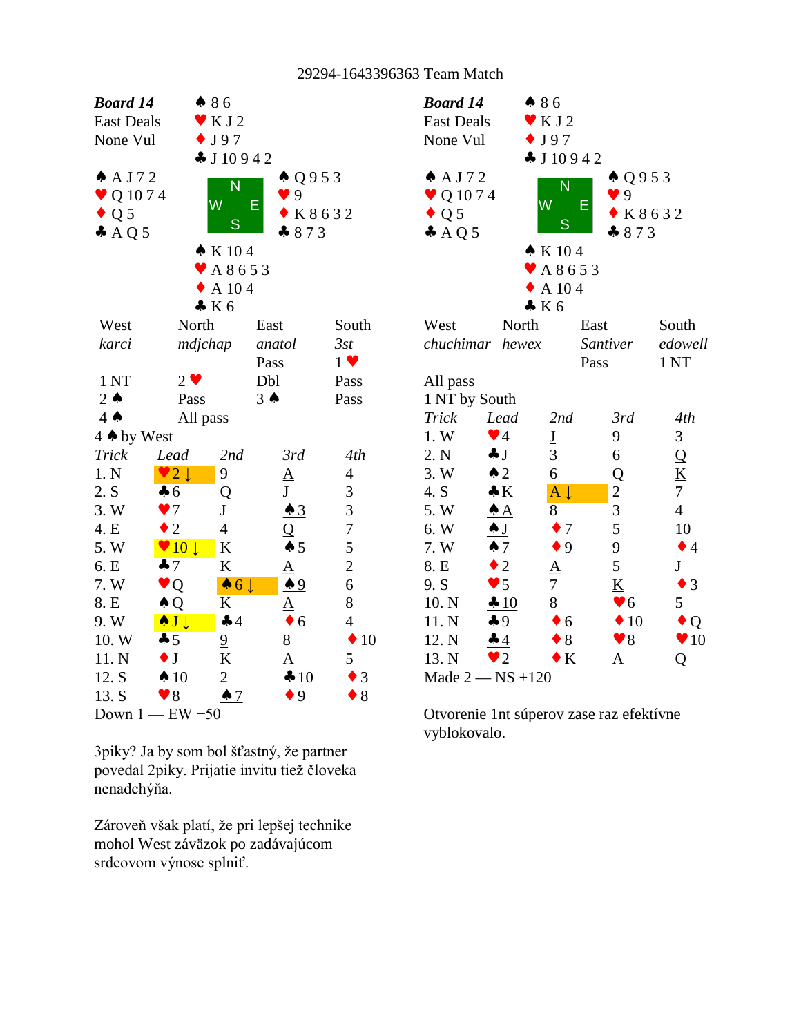29294-1643396363 Team Match

**Board 14**
East Deals
None Vul

North: ♠ 8 6 ♥ K J 2 ♦ J 9 7 ♣ J 10 9 4 2

West: ♠ A J 7 2 ♥ Q 10 7 4 ♦ Q 5 ♣ A Q 5

East: ♠ Q 9 5 3 ♥ 9 ♦ K 8 6 3 2 ♣ 8 7 3

South: ♠ K 10 4 ♥ A 8 6 5 3 ♦ A 10 4 ♣ K 6

| West | North | East | South |
|---|---|---|---|
| *karci* | *mdjchap* | *anatol* | *3st* |
| | | Pass | 1 ♥ |
| 1 NT | 2 ♥ | Dbl | Pass |
| 2 ♠ | Pass | 3 ♠ | Pass |
| 4 ♠ | All pass | | |

4 ♠ by West

| Trick | Lead | 2nd | 3rd | 4th |
|---|---|---|---|---|
| 1. N | ♥2 ↓ | 9 | A | 4 |
| 2. S | ♣6 | Q | J | 3 |
| 3. W | ♥7 | J | ♠3 | 3 |
| 4. E | ♦2 | 4 | Q | 7 |
| 5. W | ♥10 ↓ | K | ♠5 | 5 |
| 6. E | ♣7 | K | A | 2 |
| 7. W | ♥Q | ♠6 ↓ | ♠9 | 6 |
| 8. E | ♠Q | K | A | 8 |
| 9. W | ♠J ↓ | ♣4 | ♦6 | 4 |
| 10. W | ♣5 | 9 | 8 | ♦10 |
| 11. N | ♦J | K | A | 5 |
| 12. S | ♠10 | 2 | ♣10 | ♦3 |
| 13. S | ♥8 | ♠7 | ♦9 | ♦8 |

Down 1 — EW −50

3piky? Ja by som bol šťastný, že partner povedal 2piky. Prijatie invitu tiež človeka nenadchýňa.

Zároveň však platí, že pri lepšej technike mohol West záväzok po zadávajúcom srdcovom výnose splniť.

**Board 14**
East Deals
None Vul

North: ♠ 8 6 ♥ K J 2 ♦ J 9 7 ♣ J 10 9 4 2

West: ♠ A J 7 2 ♥ Q 10 7 4 ♦ Q 5 ♣ A Q 5

East: ♠ Q 9 5 3 ♥ 9 ♦ K 8 6 3 2 ♣ 8 7 3

South: ♠ K 10 4 ♥ A 8 6 5 3 ♦ A 10 4 ♣ K 6

| West | North | East | South |
|---|---|---|---|
| *chuchimar* | *hewex* | *Santiver* | *edowell* |
| | | Pass | 1 NT |
| All pass | | | |

1 NT by South

| Trick | Lead | 2nd | 3rd | 4th |
|---|---|---|---|---|
| 1. W | ♥4 | J | 9 | 3 |
| 2. N | ♣J | 3 | 6 | Q |
| 3. W | ♠2 | 6 | Q | K |
| 4. S | ♣K | A ↓ | 2 | 7 |
| 5. W | ♠A | 8 | 3 | 4 |
| 6. W | ♠J | ♦7 | 5 | 10 |
| 7. W | ♠7 | ♦9 | 9 | ♦4 |
| 8. E | ♦2 | A | 5 | J |
| 9. S | ♥5 | 7 | K | ♦3 |
| 10. N | ♣10 | 8 | ♥6 | 5 |
| 11. N | ♣9 | ♦6 | ♦10 | ♦Q |
| 12. N | ♣4 | ♦8 | ♥8 | ♥10 |
| 13. N | ♥2 | ♦K | A | Q |

Made 2 — NS +120

Otvorenie 1nt súperov zase raz efektívne vyblokovalo.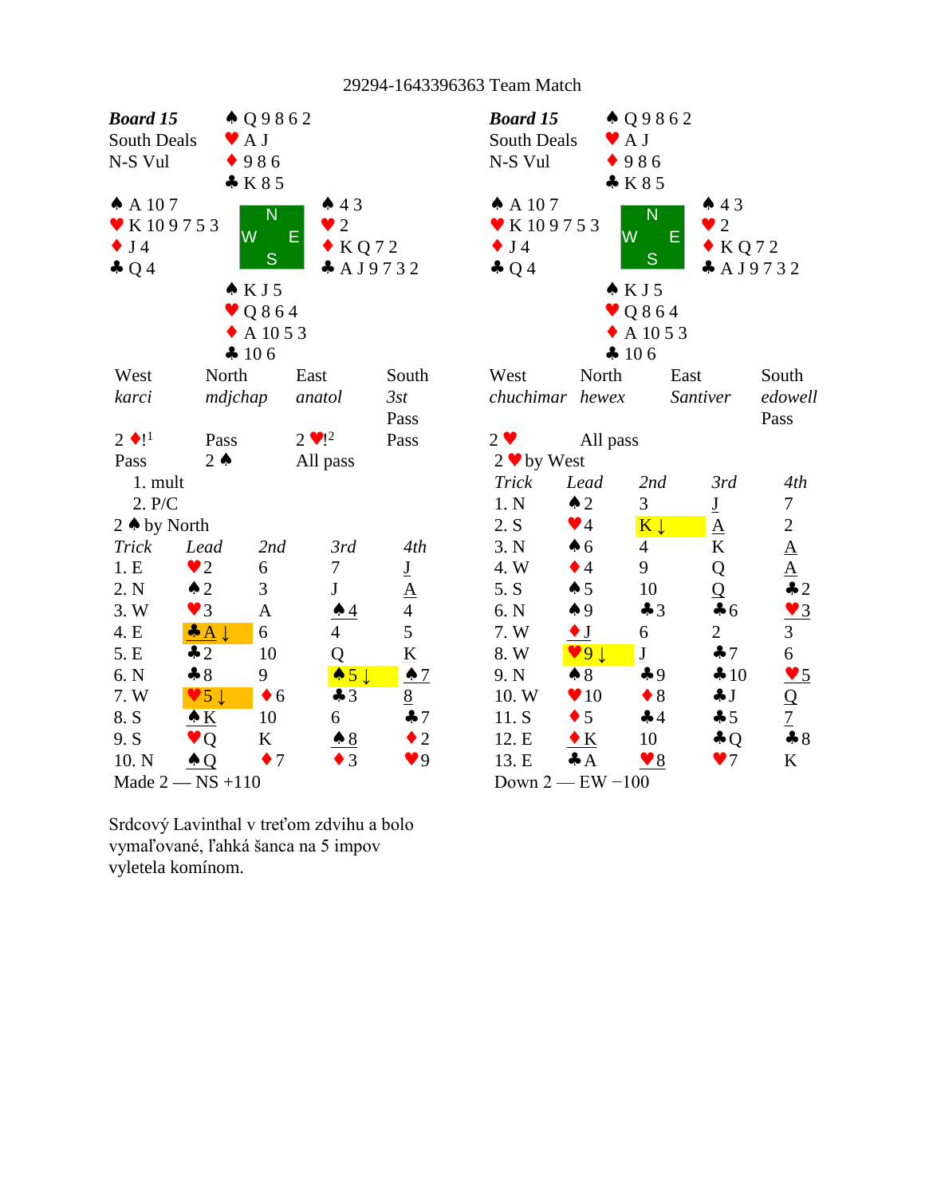29294-1643396363 Team Match

**Board 15**
South Deals
N-S Vul

North: ♠ Q 9 8 6 2 ♥ A J ♦ 9 8 6 ♣ K 8 5
West: ♠ A 10 7 ♥ K 10 9 7 5 3 ♦ J 4 ♣ Q 4
East: ♠ 4 3 ♥ 2 ♦ K Q 7 2 ♣ A J 9 7 3 2
South: ♠ K J 5 ♥ Q 8 6 4 ♦ A 10 5 3 ♣ 10 6

| West | North | East | South |
|---|---|---|---|
| *karci* | *mdjchap* | *anatol* | *3st* |
| | | | Pass |
| 2 ♦![1] | Pass | 2 ♥![2] | Pass |
| Pass | 2 ♠ | All pass | |

1. mult
2. P/C

2 ♠ by North

| Trick | Lead | 2nd | 3rd | 4th |
|---|---|---|---|---|
| 1. E | ♥2 | 6 | 7 | J |
| 2. N | ♠2 | 3 | J | A |
| 3. W | ♥3 | A | ♠4 | 4 |
| 4. E | ♣A ↓ | 6 | 4 | 5 |
| 5. E | ♣2 | 10 | Q | K |
| 6. N | ♣8 | 9 | ♠5 ↓ | ♠7 |
| 7. W | ♥5 ↓ | ♦6 | ♣3 | 8 |
| 8. S | ♠K | 10 | 6 | ♣7 |
| 9. S | ♥Q | K | ♠8 | ♦2 |
| 10. N | ♠Q | ♦7 | ♦3 | ♥9 |

Made 2 — NS +110

**Board 15**
South Deals
N-S Vul

North: ♠ Q 9 8 6 2 ♥ A J ♦ 9 8 6 ♣ K 8 5
West: ♠ A 10 7 ♥ K 10 9 7 5 3 ♦ J 4 ♣ Q 4
East: ♠ 4 3 ♥ 2 ♦ K Q 7 2 ♣ A J 9 7 3 2
South: ♠ K J 5 ♥ Q 8 6 4 ♦ A 10 5 3 ♣ 10 6

| West | North | East | South |
|---|---|---|---|
| *chuchimar* | *hewex* | *Santiver* | *edowell* |
| | | | Pass |
| 2 ♥ | | All pass | |

2 ♥ by West

| Trick | Lead | 2nd | 3rd | 4th |
|---|---|---|---|---|
| 1. N | ♠2 | 3 | J | 7 |
| 2. S | ♥4 | K ↓ | A | 2 |
| 3. N | ♠6 | 4 | K | A |
| 4. W | ♦4 | 9 | Q | A |
| 5. S | ♠5 | 10 | Q | ♣2 |
| 6. N | ♠9 | ♣3 | ♣6 | ♥3 |
| 7. W | ♦J | 6 | 2 | 3 |
| 8. W | ♥9 ↓ | J | ♣7 | 6 |
| 9. N | ♠8 | ♣9 | ♣10 | ♥5 |
| 10. W | ♥10 | ♦8 | ♣J | Q |
| 11. S | ♦5 | ♣4 | ♣5 | 7 |
| 12. E | ♦K | 10 | ♣Q | ♣8 |
| 13. E | ♣A | ♥8 | ♥7 | K |

Down 2 — EW −100

Srdcový Lavinthal v treťom zdvihu a bolo vymaľované, ľahká šanca na 5 impov vyletela komínom.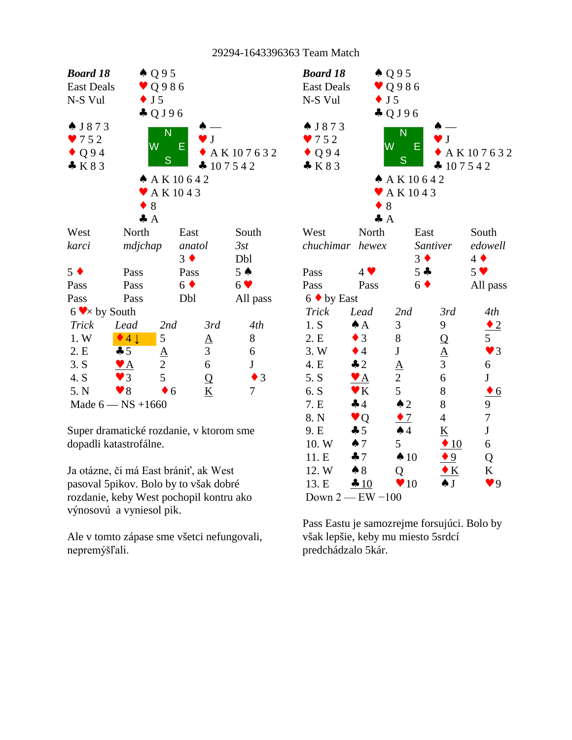29294-1643396363 Team Match

## Board 18 (Table 1)

**Board 18**
East Deals
N-S Vul

North: ♠ Q 9 5 ♥ Q 9 8 6 ♦ J 5 ♣ Q J 9 6

West: ♠ J 8 7 3 ♥ 7 5 2 ♦ Q 9 4 ♣ K 8 3

East: ♠ — ♥ J ♦ A K 10 7 6 3 2 ♣ 10 7 5 4 2

South: ♠ A K 10 6 4 2 ♥ A K 10 4 3 ♦ 8 ♣ A

| West | North | East | South |
|---|---|---|---|
| *karci* | *mdjchap* | *anatol* | *3st* |
| | | 3 ♦ | Dbl |
| 5 ♦ | Pass | Pass | 5 ♠ |
| Pass | Pass | 6 ♦ | 6 ♥ |
| Pass | Pass | Dbl | All pass |

6 ♥× by South

| Trick | Lead | 2nd | 3rd | 4th |
|---|---|---|---|---|
| 1. W | ♦ 4 ↓ | 5 | A | 8 |
| 2. E | ♣ 5 | A | 3 | 6 |
| 3. S | ♥ A | 2 | 6 | J |
| 4. S | ♥ 3 | 5 | Q | ♦ 3 |
| 5. N | ♥ 8 | ♦ 6 | K | 7 |

Made 6 — NS +1660

Super dramatické rozdanie, v ktorom sme dopadli katastrofálne.

Ja otázne, či má East brániť, ak West pasoval 5pikov. Bolo by to však dobré rozdanie, keby West pochopil kontru ako výnosovú a vyniesol pik.

Ale v tomto zápase sme všetci nefungovali, nepremýšľali.

## Board 18 (Table 2)

**Board 18**
East Deals
N-S Vul

North: ♠ Q 9 5 ♥ Q 9 8 6 ♦ J 5 ♣ Q J 9 6

West: ♠ J 8 7 3 ♥ 7 5 2 ♦ Q 9 4 ♣ K 8 3

East: ♠ — ♥ J ♦ A K 10 7 6 3 2 ♣ 10 7 5 4 2

South: ♠ A K 10 6 4 2 ♥ A K 10 4 3 ♦ 8 ♣ A

| West | North | East | South |
|---|---|---|---|
| *chuchimar* | *hewex* | *Santiver* | *edowell* |
| | | 3 ♦ | 4 ♦ |
| Pass | 4 ♥ | 5 ♣ | 5 ♥ |
| Pass | Pass | 6 ♦ | All pass |

6 ♦ by East

| Trick | Lead | 2nd | 3rd | 4th |
|---|---|---|---|---|
| 1. S | ♠ A | 3 | 9 | ♦ 2 |
| 2. E | ♦ 3 | 8 | Q | 5 |
| 3. W | ♦ 4 | J | A | ♥ 3 |
| 4. E | ♣ 2 | A | 3 | 6 |
| 5. S | ♥ A | 2 | 6 | J |
| 6. S | ♥ K | 5 | 8 | ♦ 6 |
| 7. E | ♣ 4 | ♠ 2 | 8 | 9 |
| 8. N | ♥ Q | ♦ 7 | 4 | 7 |
| 9. E | ♣ 5 | ♠ 4 | K | J |
| 10. W | ♠ 7 | 5 | ♦ 10 | 6 |
| 11. E | ♣ 7 | ♠ 10 | ♦ 9 | Q |
| 12. W | ♠ 8 | Q | ♦ K | K |
| 13. E | ♣ 10 | ♥ 10 | ♠ J | ♥ 9 |

Down 2 — EW −100

Pass Eastu je samozrejme forsujúci. Bolo by však lepšie, keby mu miesto 5srdcí predchádzalo 5kár.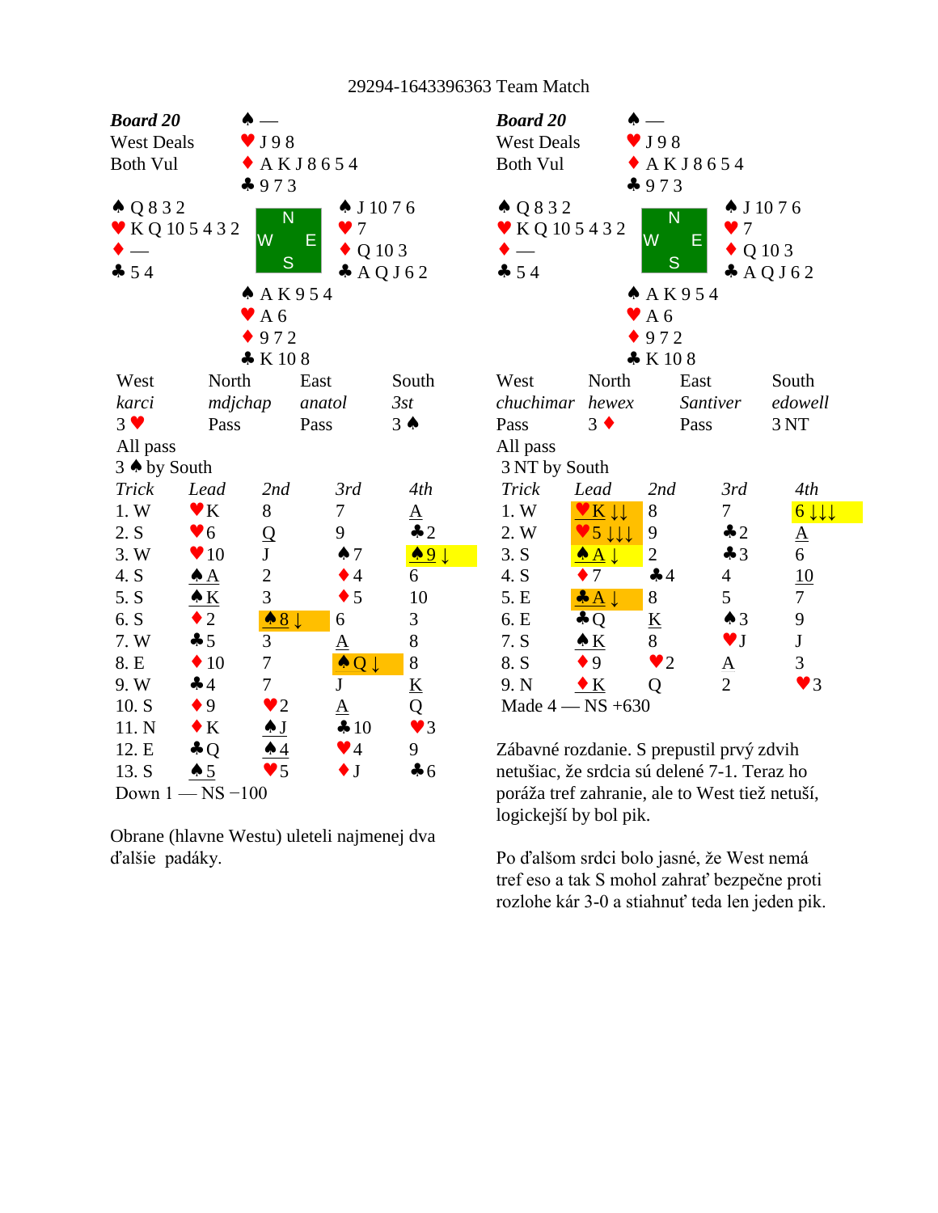29294-1643396363 Team Match

**Board 20**
West Deals
Both Vul

North: ♠ — ♥ J 9 8 ♦ A K J 8 6 5 4 ♣ 9 7 3

West: ♠ Q 8 3 2 ♥ K Q 10 5 4 3 2 ♦ — ♣ 5 4

East: ♠ J 10 7 6 ♥ 7 ♦ Q 10 3 ♣ A Q J 6 2

South: ♠ A K 9 5 4 ♥ A 6 ♦ 9 7 2 ♣ K 10 8

| West | North | East | South |
|---|---|---|---|
| *karci* | *mdjchap* | *anatol* | *3st* |
| 3 ♥ | Pass | Pass | 3 ♠ |
| All pass | | | |

3 ♠ by South

| Trick | Lead | 2nd | 3rd | 4th |
|---|---|---|---|---|
| 1. W | ♥K | 8 | 7 | A |
| 2. S | ♥6 | Q | 9 | ♣2 |
| 3. W | ♥10 | J | ♠7 | ♠9 ↓ |
| 4. S | ♠A | 2 | ♦4 | 6 |
| 5. S | ♠K | 3 | ♦5 | 10 |
| 6. S | ♦2 | ♠8 ↓ | 6 | 3 |
| 7. W | ♣5 | 3 | A | 8 |
| 8. E | ♦10 | 7 | ♠Q ↓ | 8 |
| 9. W | ♣4 | 7 | J | K |
| 10. S | ♦9 | ♥2 | A | Q |
| 11. N | ♦K | ♠J | ♣10 | ♥3 |
| 12. E | ♣Q | ♠4 | ♥4 | 9 |
| 13. S | ♠5 | ♥5 | ♦J | ♣6 |

Down 1 — NS −100

Obrane (hlavne Westu) uleteli najmenej dva ďalšie padáky.

**Board 20**
West Deals
Both Vul

North: ♠ — ♥ J 9 8 ♦ A K J 8 6 5 4 ♣ 9 7 3

West: ♠ Q 8 3 2 ♥ K Q 10 5 4 3 2 ♦ — ♣ 5 4

East: ♠ J 10 7 6 ♥ 7 ♦ Q 10 3 ♣ A Q J 6 2

South: ♠ A K 9 5 4 ♥ A 6 ♦ 9 7 2 ♣ K 10 8

| West | North | East | South |
|---|---|---|---|
| *chuchimar* | *hewex* | *Santiver* | *edowell* |
| Pass | 3 ♦ | Pass | 3 NT |
| All pass | | | |

3 NT by South

| Trick | Lead | 2nd | 3rd | 4th |
|---|---|---|---|---|
| 1. W | ♥K ↓↓ | 8 | 7 | 6 ↓↓↓ |
| 2. W | ♥5 ↓↓↓ | 9 | ♣2 | A |
| 3. S | ♠A ↓ | 2 | ♣3 | 6 |
| 4. S | ♦7 | ♣4 | 4 | 10 |
| 5. E | ♣A ↓ | 8 | 5 | 7 |
| 6. E | ♣Q | K | ♠3 | 9 |
| 7. S | ♠K | 8 | ♥J | J |
| 8. S | ♦9 | ♥2 | A | 3 |
| 9. N | ♦K | Q | 2 | ♥3 |

Made 4 — NS +630

Zábavné rozdanie. S prepustil prvý zdvih netušiac, že srdcia sú delené 7-1. Teraz ho poráža tref zahranie, ale to West tiež netuší, logickejší by bol pik.

Po ďalšom srdci bolo jasné, že West nemá tref eso a tak S mohol zahrať bezpečne proti rozlohe kár 3-0 a stiahnuť teda len jeden pik.